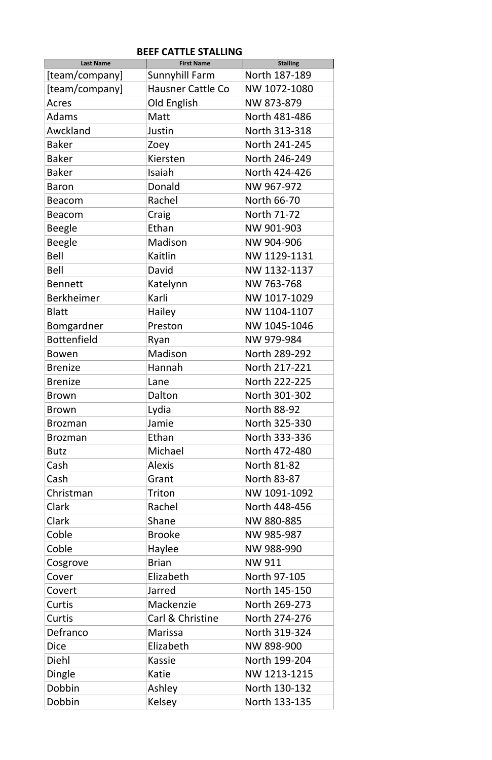# BEEF CATTLE STALLING

| Last Name | First Name | Stalling |
|---|---|---|
| [team/company] | Sunnyhill Farm | North 187-189 |
| [team/company] | Hausner Cattle Co | NW 1072-1080 |
| Acres | Old English | NW 873-879 |
| Adams | Matt | North 481-486 |
| Awckland | Justin | North 313-318 |
| Baker | Zoey | North 241-245 |
| Baker | Kiersten | North 246-249 |
| Baker | Isaiah | North 424-426 |
| Baron | Donald | NW 967-972 |
| Beacom | Rachel | North 66-70 |
| Beacom | Craig | North 71-72 |
| Beegle | Ethan | NW 901-903 |
| Beegle | Madison | NW 904-906 |
| Bell | Kaitlin | NW 1129-1131 |
| Bell | David | NW 1132-1137 |
| Bennett | Katelynn | NW 763-768 |
| Berkheimer | Karli | NW 1017-1029 |
| Blatt | Hailey | NW 1104-1107 |
| Bomgardner | Preston | NW 1045-1046 |
| Bottenfield | Ryan | NW 979-984 |
| Bowen | Madison | North 289-292 |
| Brenize | Hannah | North 217-221 |
| Brenize | Lane | North 222-225 |
| Brown | Dalton | North 301-302 |
| Brown | Lydia | North 88-92 |
| Brozman | Jamie | North 325-330 |
| Brozman | Ethan | North 333-336 |
| Butz | Michael | North 472-480 |
| Cash | Alexis | North 81-82 |
| Cash | Grant | North 83-87 |
| Christman | Triton | NW 1091-1092 |
| Clark | Rachel | North 448-456 |
| Clark | Shane | NW 880-885 |
| Coble | Brooke | NW 985-987 |
| Coble | Haylee | NW 988-990 |
| Cosgrove | Brian | NW 911 |
| Cover | Elizabeth | North 97-105 |
| Covert | Jarred | North 145-150 |
| Curtis | Mackenzie | North 269-273 |
| Curtis | Carl & Christine | North 274-276 |
| Defranco | Marissa | North 319-324 |
| Dice | Elizabeth | NW 898-900 |
| Diehl | Kassie | North 199-204 |
| Dingle | Katie | NW 1213-1215 |
| Dobbin | Ashley | North 130-132 |
| Dobbin | Kelsey | North 133-135 |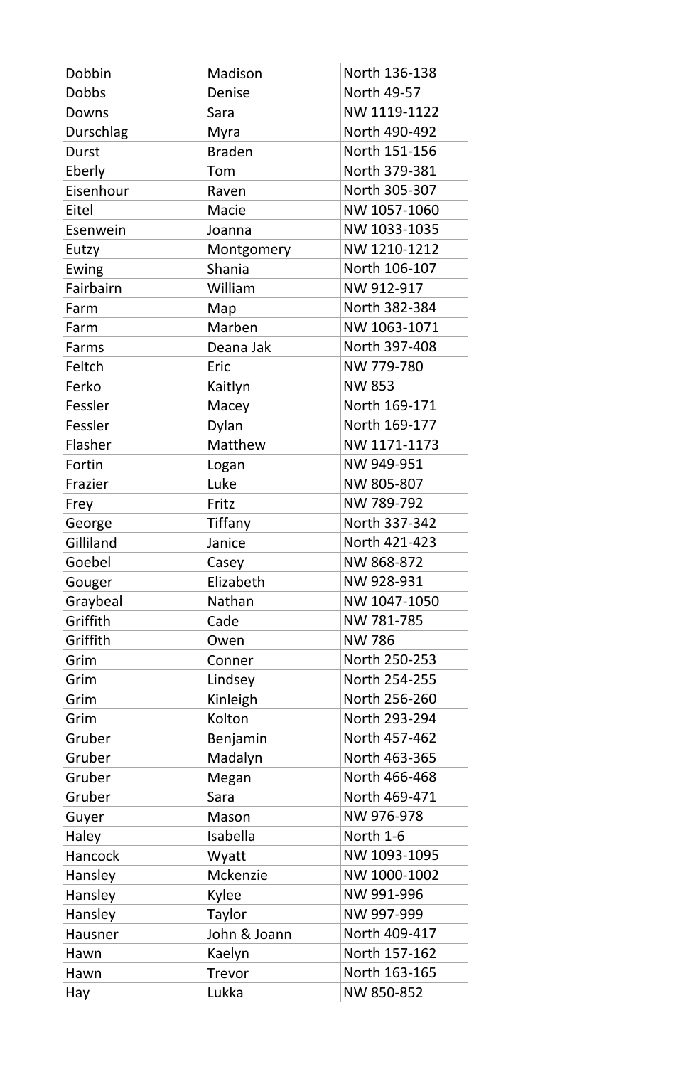| Dobbin | Madison | North 136-138 |
|---|---|---|
| Dobbs | Denise | North 49-57 |
| Downs | Sara | NW 1119-1122 |
| Durschlag | Myra | North 490-492 |
| Durst | Braden | North 151-156 |
| Eberly | Tom | North 379-381 |
| Eisenhour | Raven | North 305-307 |
| Eitel | Macie | NW 1057-1060 |
| Esenwein | Joanna | NW 1033-1035 |
| Eutzy | Montgomery | NW 1210-1212 |
| Ewing | Shania | North 106-107 |
| Fairbairn | William | NW 912-917 |
| Farm | Map | North 382-384 |
| Farm | Marben | NW 1063-1071 |
| Farms | Deana Jak | North 397-408 |
| Feltch | Eric | NW 779-780 |
| Ferko | Kaitlyn | NW 853 |
| Fessler | Macey | North 169-171 |
| Fessler | Dylan | North 169-177 |
| Flasher | Matthew | NW 1171-1173 |
| Fortin | Logan | NW 949-951 |
| Frazier | Luke | NW 805-807 |
| Frey | Fritz | NW 789-792 |
| George | Tiffany | North 337-342 |
| Gilliland | Janice | North 421-423 |
| Goebel | Casey | NW 868-872 |
| Gouger | Elizabeth | NW 928-931 |
| Graybeal | Nathan | NW 1047-1050 |
| Griffith | Cade | NW 781-785 |
| Griffith | Owen | NW 786 |
| Grim | Conner | North 250-253 |
| Grim | Lindsey | North 254-255 |
| Grim | Kinleigh | North 256-260 |
| Grim | Kolton | North 293-294 |
| Gruber | Benjamin | North 457-462 |
| Gruber | Madalyn | North 463-365 |
| Gruber | Megan | North 466-468 |
| Gruber | Sara | North 469-471 |
| Guyer | Mason | NW 976-978 |
| Haley | Isabella | North 1-6 |
| Hancock | Wyatt | NW 1093-1095 |
| Hansley | Mckenzie | NW 1000-1002 |
| Hansley | Kylee | NW 991-996 |
| Hansley | Taylor | NW 997-999 |
| Hausner | John & Joann | North 409-417 |
| Hawn | Kaelyn | North 157-162 |
| Hawn | Trevor | North 163-165 |
| Hay | Lukka | NW 850-852 |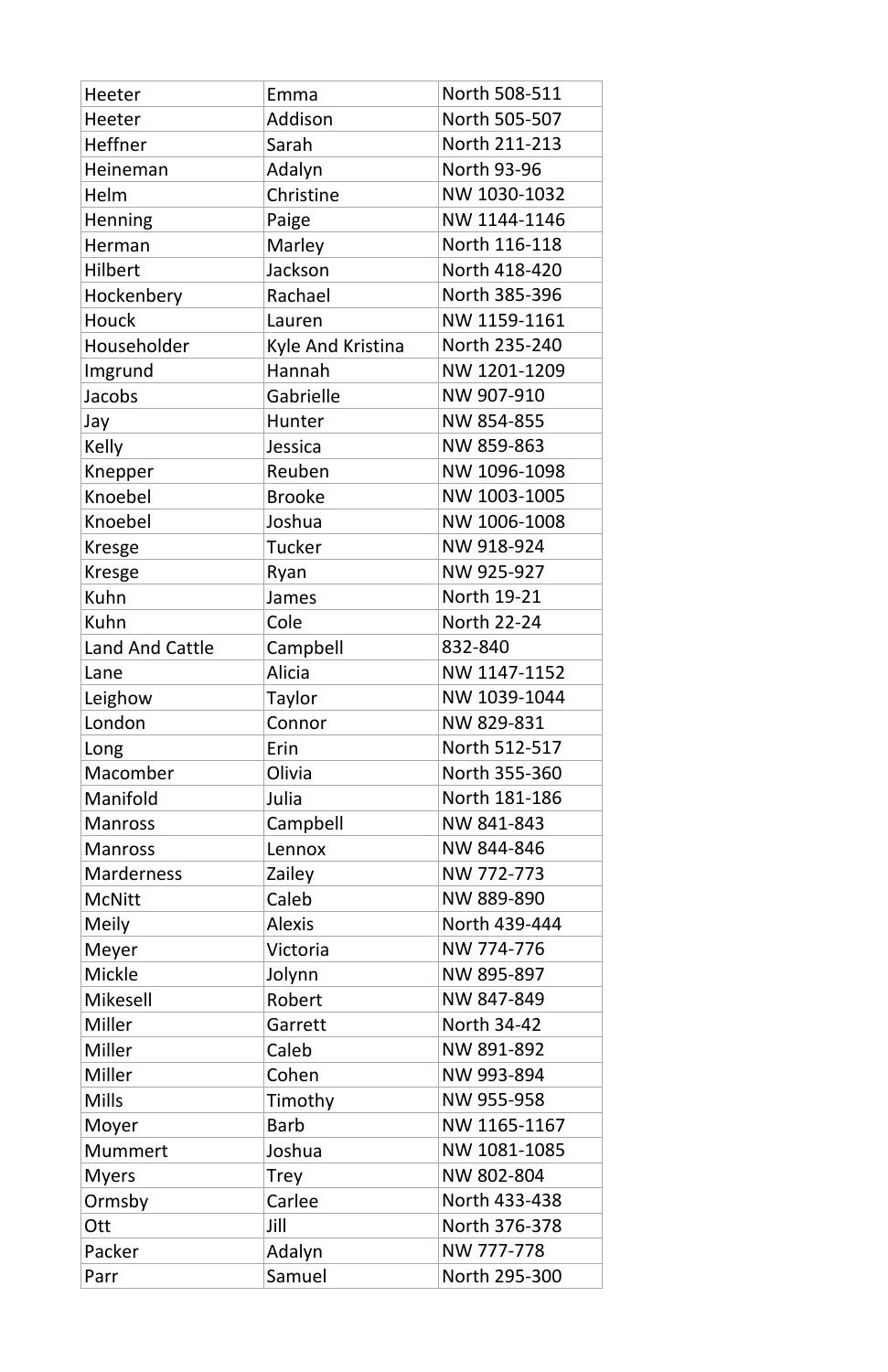| Heeter | Emma | North 508-511 |
|---|---|---|
| Heeter | Addison | North 505-507 |
| Heffner | Sarah | North 211-213 |
| Heineman | Adalyn | North 93-96 |
| Helm | Christine | NW 1030-1032 |
| Henning | Paige | NW 1144-1146 |
| Herman | Marley | North 116-118 |
| Hilbert | Jackson | North 418-420 |
| Hockenbery | Rachael | North 385-396 |
| Houck | Lauren | NW 1159-1161 |
| Householder | Kyle And Kristina | North 235-240 |
| Imgrund | Hannah | NW 1201-1209 |
| Jacobs | Gabrielle | NW 907-910 |
| Jay | Hunter | NW 854-855 |
| Kelly | Jessica | NW 859-863 |
| Knepper | Reuben | NW 1096-1098 |
| Knoebel | Brooke | NW 1003-1005 |
| Knoebel | Joshua | NW 1006-1008 |
| Kresge | Tucker | NW 918-924 |
| Kresge | Ryan | NW 925-927 |
| Kuhn | James | North 19-21 |
| Kuhn | Cole | North 22-24 |
| Land And Cattle | Campbell | 832-840 |
| Lane | Alicia | NW 1147-1152 |
| Leighow | Taylor | NW 1039-1044 |
| London | Connor | NW 829-831 |
| Long | Erin | North 512-517 |
| Macomber | Olivia | North 355-360 |
| Manifold | Julia | North 181-186 |
| Manross | Campbell | NW 841-843 |
| Manross | Lennox | NW 844-846 |
| Marderness | Zailey | NW 772-773 |
| McNitt | Caleb | NW 889-890 |
| Meily | Alexis | North 439-444 |
| Meyer | Victoria | NW 774-776 |
| Mickle | Jolynn | NW 895-897 |
| Mikesell | Robert | NW 847-849 |
| Miller | Garrett | North 34-42 |
| Miller | Caleb | NW 891-892 |
| Miller | Cohen | NW 993-894 |
| Mills | Timothy | NW 955-958 |
| Moyer | Barb | NW 1165-1167 |
| Mummert | Joshua | NW 1081-1085 |
| Myers | Trey | NW 802-804 |
| Ormsby | Carlee | North 433-438 |
| Ott | Jill | North 376-378 |
| Packer | Adalyn | NW 777-778 |
| Parr | Samuel | North 295-300 |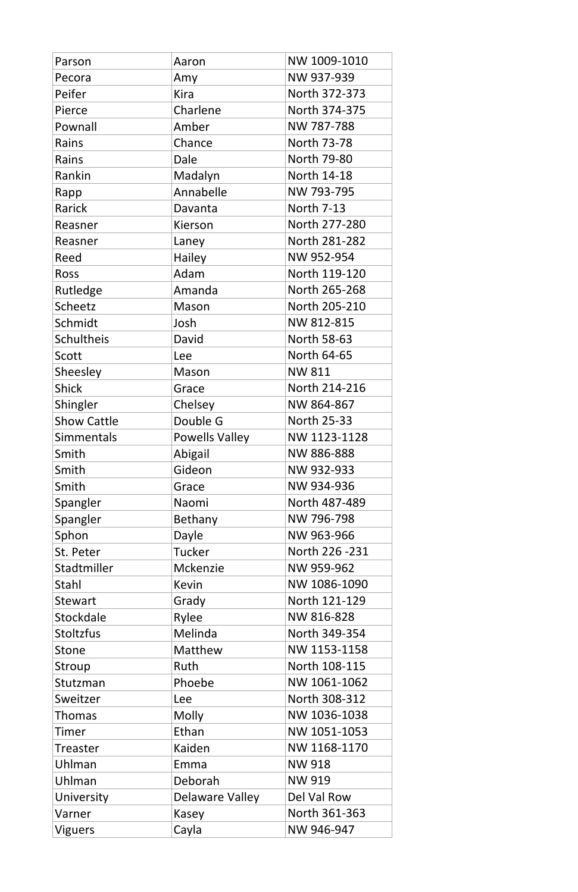| Parson | Aaron | NW 1009-1010 |
|---|---|---|
| Pecora | Amy | NW 937-939 |
| Peifer | Kira | North 372-373 |
| Pierce | Charlene | North 374-375 |
| Pownall | Amber | NW 787-788 |
| Rains | Chance | North 73-78 |
| Rains | Dale | North 79-80 |
| Rankin | Madalyn | North 14-18 |
| Rapp | Annabelle | NW 793-795 |
| Rarick | Davanta | North 7-13 |
| Reasner | Kierson | North 277-280 |
| Reasner | Laney | North 281-282 |
| Reed | Hailey | NW 952-954 |
| Ross | Adam | North 119-120 |
| Rutledge | Amanda | North 265-268 |
| Scheetz | Mason | North 205-210 |
| Schmidt | Josh | NW 812-815 |
| Schultheis | David | North 58-63 |
| Scott | Lee | North 64-65 |
| Sheesley | Mason | NW 811 |
| Shick | Grace | North 214-216 |
| Shingler | Chelsey | NW 864-867 |
| Show Cattle | Double G | North 25-33 |
| Simmentals | Powells Valley | NW 1123-1128 |
| Smith | Abigail | NW 886-888 |
| Smith | Gideon | NW 932-933 |
| Smith | Grace | NW 934-936 |
| Spangler | Naomi | North 487-489 |
| Spangler | Bethany | NW 796-798 |
| Sphon | Dayle | NW 963-966 |
| St. Peter | Tucker | North 226 -231 |
| Stadtmiller | Mckenzie | NW 959-962 |
| Stahl | Kevin | NW 1086-1090 |
| Stewart | Grady | North 121-129 |
| Stockdale | Rylee | NW 816-828 |
| Stoltzfus | Melinda | North 349-354 |
| Stone | Matthew | NW 1153-1158 |
| Stroup | Ruth | North 108-115 |
| Stutzman | Phoebe | NW 1061-1062 |
| Sweitzer | Lee | North 308-312 |
| Thomas | Molly | NW 1036-1038 |
| Timer | Ethan | NW 1051-1053 |
| Treaster | Kaiden | NW 1168-1170 |
| Uhlman | Emma | NW 918 |
| Uhlman | Deborah | NW 919 |
| University | Delaware Valley | Del Val Row |
| Varner | Kasey | North 361-363 |
| Viguers | Cayla | NW 946-947 |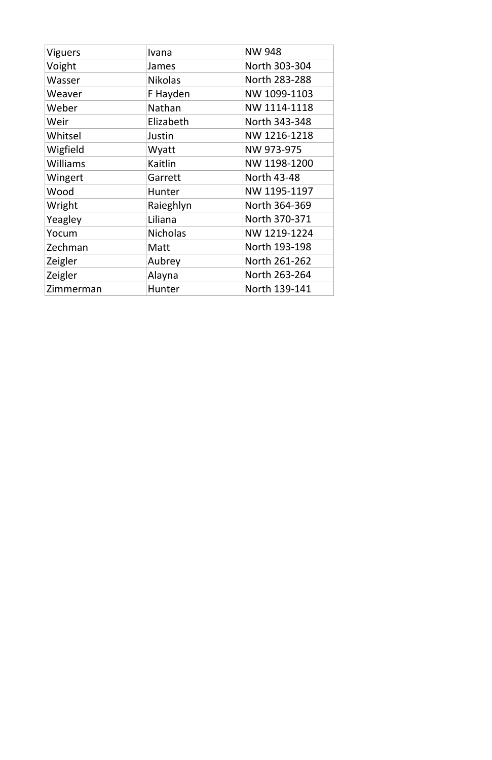| | | |
|---|---|---|
| Viguers | Ivana | NW 948 |
| Voight | James | North 303-304 |
| Wasser | Nikolas | North 283-288 |
| Weaver | F Hayden | NW 1099-1103 |
| Weber | Nathan | NW 1114-1118 |
| Weir | Elizabeth | North 343-348 |
| Whitsel | Justin | NW 1216-1218 |
| Wigfield | Wyatt | NW 973-975 |
| Williams | Kaitlin | NW 1198-1200 |
| Wingert | Garrett | North 43-48 |
| Wood | Hunter | NW 1195-1197 |
| Wright | Raieghlyn | North 364-369 |
| Yeagley | Liliana | North 370-371 |
| Yocum | Nicholas | NW 1219-1224 |
| Zechman | Matt | North 193-198 |
| Zeigler | Aubrey | North 261-262 |
| Zeigler | Alayna | North 263-264 |
| Zimmerman | Hunter | North 139-141 |